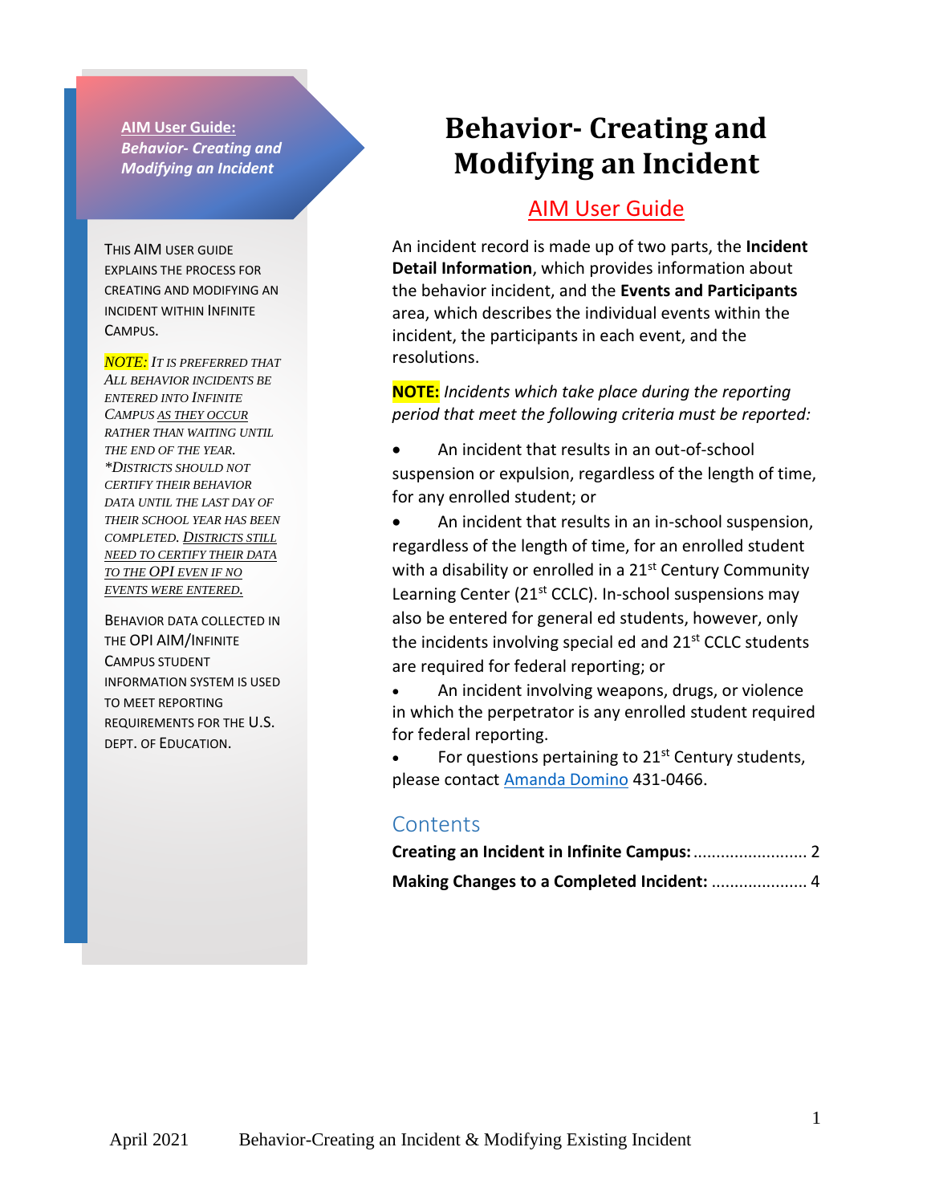**AIM User Guide:**
***Behavior- Creating and Modifying an Incident***

THIS AIM USER GUIDE EXPLAINS THE PROCESS FOR CREATING AND MODIFYING AN INCIDENT WITHIN INFINITE CAMPUS.

*NOTE: IT IS PREFERRED THAT ALL BEHAVIOR INCIDENTS BE ENTERED INTO INFINITE CAMPUS AS THEY OCCUR RATHER THAN WAITING UNTIL THE END OF THE YEAR. *DISTRICTS SHOULD NOT CERTIFY THEIR BEHAVIOR DATA UNTIL THE LAST DAY OF THEIR SCHOOL YEAR HAS BEEN COMPLETED. DISTRICTS STILL NEED TO CERTIFY THEIR DATA TO THE OPI EVEN IF NO EVENTS WERE ENTERED.*

BEHAVIOR DATA COLLECTED IN THE OPI AIM/INFINITE CAMPUS STUDENT INFORMATION SYSTEM IS USED TO MEET REPORTING REQUIREMENTS FOR THE U.S. DEPT. OF EDUCATION.

# Behavior- Creating and Modifying an Incident

## AIM User Guide

An incident record is made up of two parts, the **Incident Detail Information**, which provides information about the behavior incident, and the **Events and Participants** area, which describes the individual events within the incident, the participants in each event, and the resolutions.

**NOTE:** *Incidents which take place during the reporting period that meet the following criteria must be reported:*

- An incident that results in an out-of-school suspension or expulsion, regardless of the length of time, for any enrolled student; or
- An incident that results in an in-school suspension, regardless of the length of time, for an enrolled student with a disability or enrolled in a 21st Century Community Learning Center (21st CCLC). In-school suspensions may also be entered for general ed students, however, only the incidents involving special ed and 21st CCLC students are required for federal reporting; or
- An incident involving weapons, drugs, or violence in which the perpetrator is any enrolled student required for federal reporting.
- For questions pertaining to 21st Century students, please contact Amanda Domino 431-0466.

## Contents

**Creating an Incident in Infinite Campus:** ........................ 2

**Making Changes to a Completed Incident:** .................... 4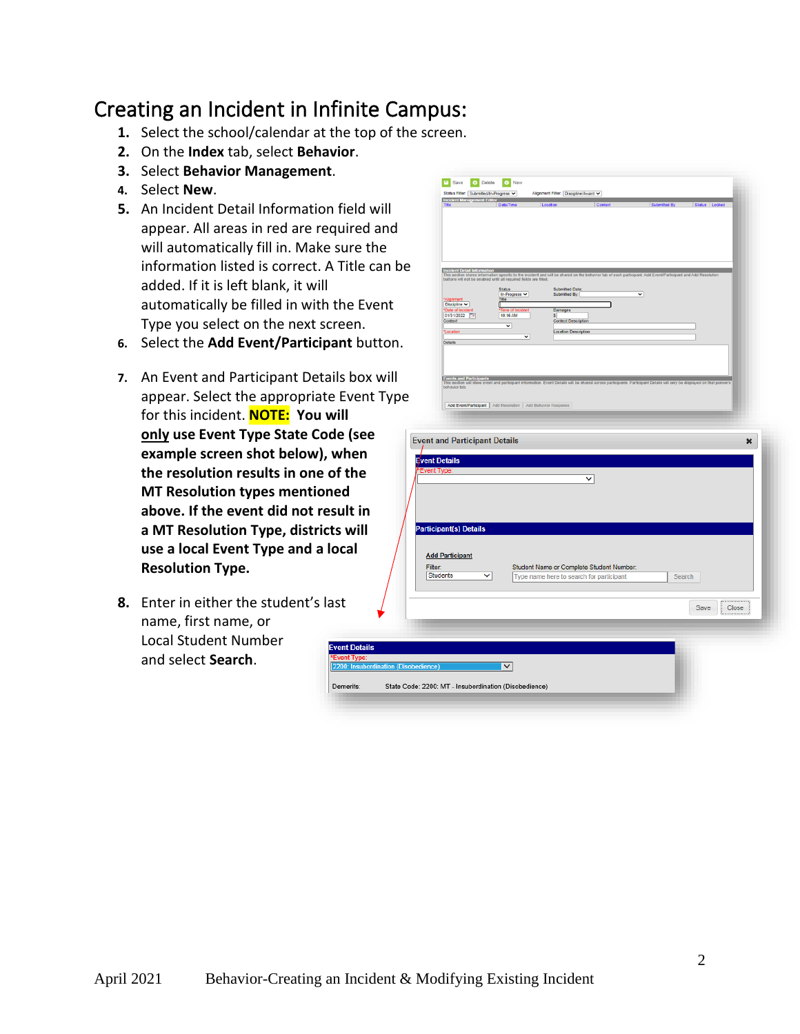# Creating an Incident in Infinite Campus:

1. Select the school/calendar at the top of the screen.
2. On the **Index** tab, select **Behavior**.
3. Select **Behavior Management**.
4. Select **New**.
5. An Incident Detail Information field will appear. All areas in red are required and will automatically fill in. Make sure the information listed is correct. A Title can be added. If it is left blank, it will automatically be filled in with the Event Type you select on the next screen.
6. Select the **Add Event/Participant** button.
7. An Event and Participant Details box will appear. Select the appropriate Event Type for this incident. **NOTE: You will <u>only</u> use Event Type State Code (see example screen shot below), when the resolution results in one of the MT Resolution types mentioned above. If the event did not result in a MT Resolution Type, districts will use a local Event Type and a local Resolution Type.**
8. Enter in either the student's last name, first name, or Local Student Number and select **Search**.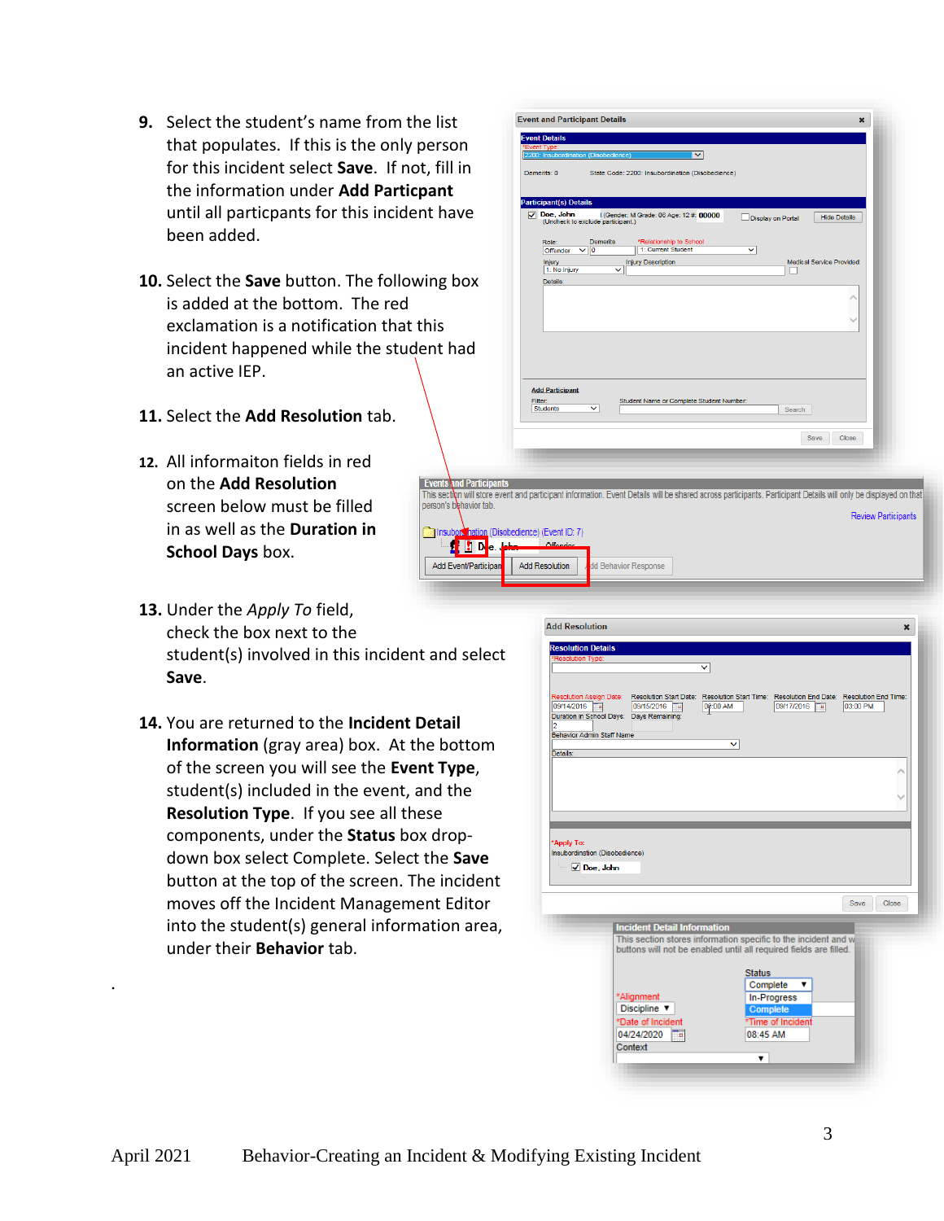9. Select the student's name from the list that populates. If this is the only person for this incident select **Save**. If not, fill in the information under **Add Particpant** until all particpants for this incident have been added.

10. Select the **Save** button. The following box is added at the bottom. The red exclamation is a notification that this incident happened while the student had an active IEP.

11. Select the **Add Resolution** tab.

12. All informaiton fields in red on the **Add Resolution** screen below must be filled in as well as the **Duration in School Days** box.

13. Under the *Apply To* field, check the box next to the student(s) involved in this incident and select **Save**.

14. You are returned to the **Incident Detail Information** (gray area) box. At the bottom of the screen you will see the **Event Type**, student(s) included in the event, and the **Resolution Type**. If you see all these components, under the **Status** box drop-down box select Complete. Select the **Save** button at the top of the screen. The incident moves off the Incident Management Editor into the student(s) general information area, under their **Behavior** tab.

.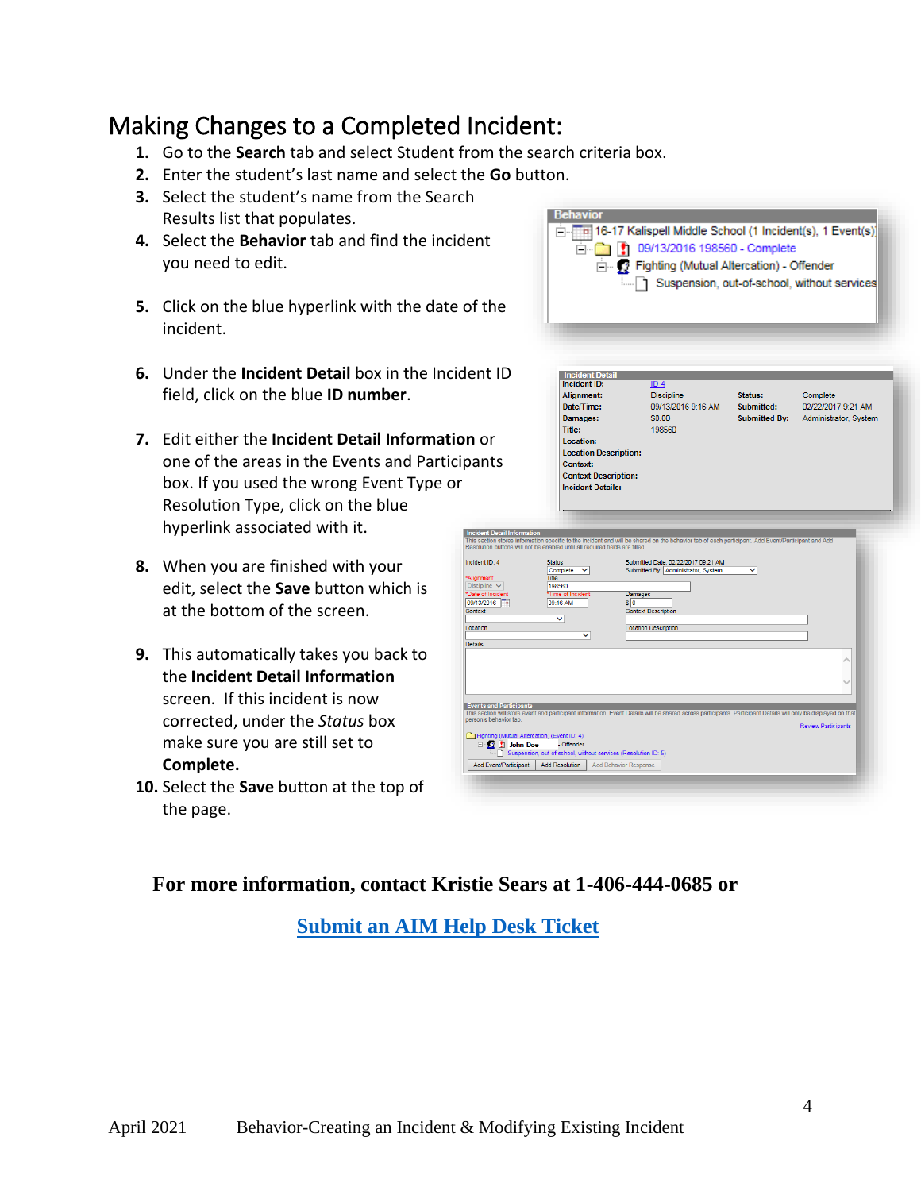# Making Changes to a Completed Incident:

1. Go to the **Search** tab and select Student from the search criteria box.
2. Enter the student's last name and select the **Go** button.
3. Select the student's name from the Search Results list that populates.
4. Select the **Behavior** tab and find the incident you need to edit.
5. Click on the blue hyperlink with the date of the incident.
6. Under the **Incident Detail** box in the Incident ID field, click on the blue **ID number**.
7. Edit either the **Incident Detail Information** or one of the areas in the Events and Participants box. If you used the wrong Event Type or Resolution Type, click on the blue hyperlink associated with it.
8. When you are finished with your edit, select the **Save** button which is at the bottom of the screen.
9. This automatically takes you back to the **Incident Detail Information** screen. If this incident is now corrected, under the *Status* box make sure you are still set to **Complete.**
10. Select the **Save** button at the top of the page.

**For more information, contact Kristie Sears at 1-406-444-0685 or**

**Submit an AIM Help Desk Ticket**

April 2021 Behavior-Creating an Incident & Modifying Existing Incident